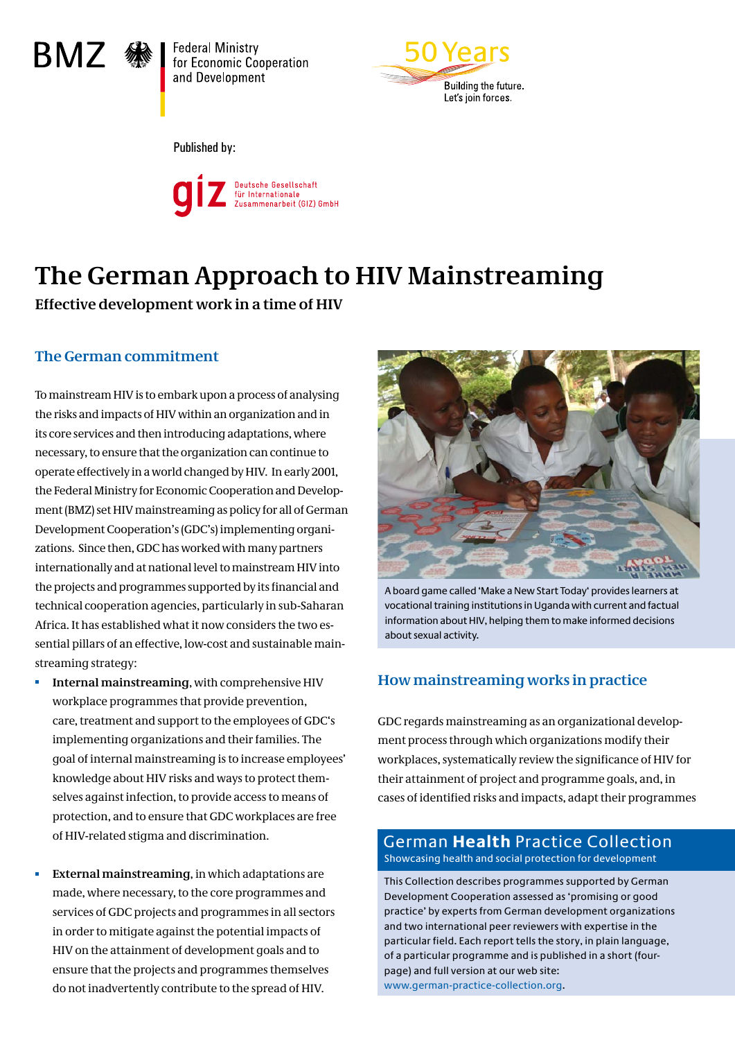BMZ Federal Ministry for Economic Cooperation and Development

50 Years
Building the future. Let's join forces.

Published by:

giz Deutsche Gesellschaft für Internationale Zusammenarbeit (GIZ) GmbH

# The German Approach to HIV Mainstreaming

**Effective development work in a time of HIV**

## The German commitment

To mainstream HIV is to embark upon a process of analysing the risks and impacts of HIV within an organization and in its core services and then introducing adaptations, where necessary, to ensure that the organization can continue to operate effectively in a world changed by HIV. In early 2001, the Federal Ministry for Economic Cooperation and Development (BMZ) set HIV mainstreaming as policy for all of German Development Cooperation's (GDC's) implementing organizations. Since then, GDC has worked with many partners internationally and at national level to mainstream HIV into the projects and programmes supported by its financial and technical cooperation agencies, particularly in sub-Saharan Africa. It has established what it now considers the two essential pillars of an effective, low-cost and sustainable mainstreaming strategy:

- **Internal mainstreaming**, with comprehensive HIV workplace programmes that provide prevention, care, treatment and support to the employees of GDC's implementing organizations and their families. The goal of internal mainstreaming is to increase employees' knowledge about HIV risks and ways to protect themselves against infection, to provide access to means of protection, and to ensure that GDC workplaces are free of HIV-related stigma and discrimination.

- **External mainstreaming**, in which adaptations are made, where necessary, to the core programmes and services of GDC projects and programmes in all sectors in order to mitigate against the potential impacts of HIV on the attainment of development goals and to ensure that the projects and programmes themselves do not inadvertently contribute to the spread of HIV.

A board game called 'Make a New Start Today' provides learners at vocational training institutions in Uganda with current and factual information about HIV, helping them to make informed decisions about sexual activity.

## How mainstreaming works in practice

GDC regards mainstreaming as an organizational development process through which organizations modify their workplaces, systematically review the significance of HIV for their attainment of project and programme goals, and, in cases of identified risks and impacts, adapt their programmes

**German Health Practice Collection**
Showcasing health and social protection for development

This Collection describes programmes supported by German Development Cooperation assessed as 'promising or good practice' by experts from German development organizations and two international peer reviewers with expertise in the particular field. Each report tells the story, in plain language, of a particular programme and is published in a short (four-page) and full version at our web site: www.german-practice-collection.org.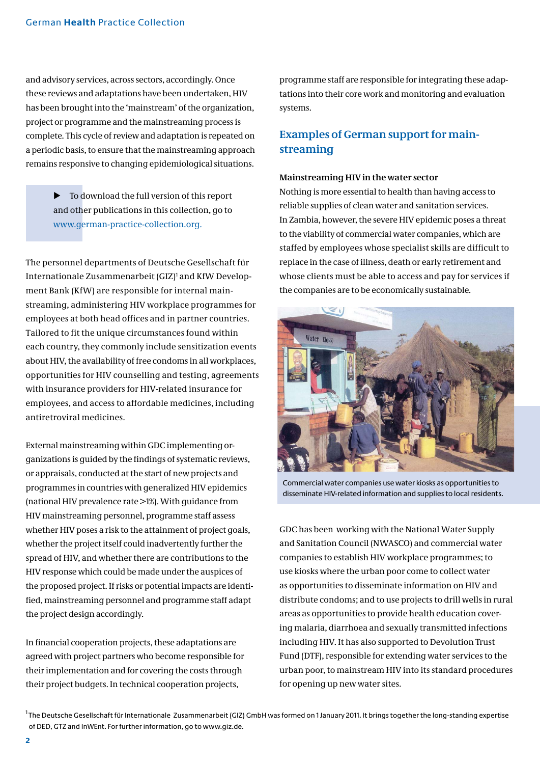and advisory services, across sectors, accordingly. Once these reviews and adaptations have been undertaken, HIV has been brought into the 'mainstream' of the organization, project or programme and the mainstreaming process is complete. This cycle of review and adaptation is repeated on a periodic basis, to ensure that the mainstreaming approach remains responsive to changing epidemiological situations.

▶ To download the full version of this report and other publications in this collection, go to www.german-practice-collection.org.

The personnel departments of Deutsche Gesellschaft für Internationale Zusammenarbeit (GIZ)[1] and KfW Development Bank (KfW) are responsible for internal mainstreaming, administering HIV workplace programmes for employees at both head offices and in partner countries. Tailored to fit the unique circumstances found within each country, they commonly include sensitization events about HIV, the availability of free condoms in all workplaces, opportunities for HIV counselling and testing, agreements with insurance providers for HIV-related insurance for employees, and access to affordable medicines, including antiretroviral medicines.

External mainstreaming within GDC implementing organizations is guided by the findings of systematic reviews, or appraisals, conducted at the start of new projects and programmes in countries with generalized HIV epidemics (national HIV prevalence rate >1%). With guidance from HIV mainstreaming personnel, programme staff assess whether HIV poses a risk to the attainment of project goals, whether the project itself could inadvertently further the spread of HIV, and whether there are contributions to the HIV response which could be made under the auspices of the proposed project. If risks or potential impacts are identified, mainstreaming personnel and programme staff adapt the project design accordingly.

In financial cooperation projects, these adaptations are agreed with project partners who become responsible for their implementation and for covering the costs through their project budgets. In technical cooperation projects, programme staff are responsible for integrating these adaptations into their core work and monitoring and evaluation systems.

## Examples of German support for mainstreaming

**Mainstreaming HIV in the water sector**

Nothing is more essential to health than having access to reliable supplies of clean water and sanitation services. In Zambia, however, the severe HIV epidemic poses a threat to the viability of commercial water companies, which are staffed by employees whose specialist skills are difficult to replace in the case of illness, death or early retirement and whose clients must be able to access and pay for services if the companies are to be economically sustainable.

Commercial water companies use water kiosks as opportunities to disseminate HIV-related information and supplies to local residents.

GDC has been working with the National Water Supply and Sanitation Council (NWASCO) and commercial water companies to establish HIV workplace programmes; to use kiosks where the urban poor come to collect water as opportunities to disseminate information on HIV and distribute condoms; and to use projects to drill wells in rural areas as opportunities to provide health education covering malaria, diarrhoea and sexually transmitted infections including HIV. It has also supported to Devolution Trust Fund (DTF), responsible for extending water services to the urban poor, to mainstream HIV into its standard procedures for opening up new water sites.

[1] The Deutsche Gesellschaft für Internationale Zusammenarbeit (GIZ) GmbH was formed on 1 January 2011. It brings together the long-standing expertise of DED, GTZ and InWEnt. For further information, go to www.giz.de.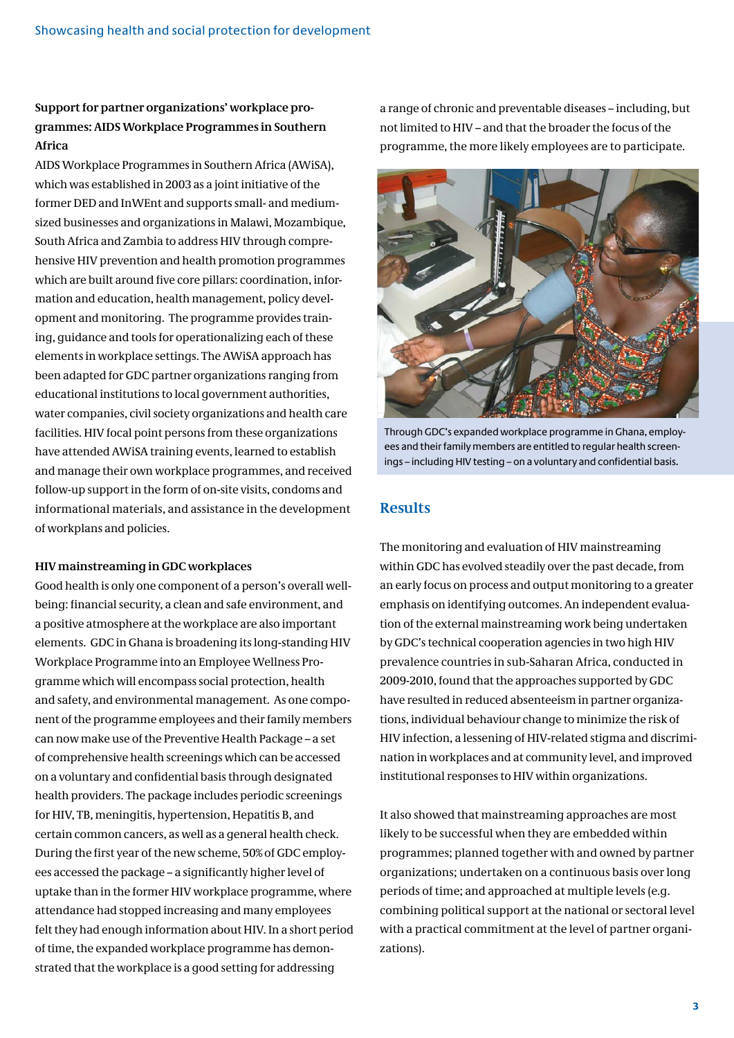### Support for partner organizations' workplace programmes: AIDS Workplace Programmes in Southern Africa

AIDS Workplace Programmes in Southern Africa (AWiSA), which was established in 2003 as a joint initiative of the former DED and InWEnt and supports small- and medium-sized businesses and organizations in Malawi, Mozambique, South Africa and Zambia to address HIV through comprehensive HIV prevention and health promotion programmes which are built around five core pillars: coordination, information and education, health management, policy development and monitoring. The programme provides training, guidance and tools for operationalizing each of these elements in workplace settings. The AWiSA approach has been adapted for GDC partner organizations ranging from educational institutions to local government authorities, water companies, civil society organizations and health care facilities. HIV focal point persons from these organizations have attended AWiSA training events, learned to establish and manage their own workplace programmes, and received follow-up support in the form of on-site visits, condoms and informational materials, and assistance in the development of workplans and policies.

### HIV mainstreaming in GDC workplaces

Good health is only one component of a person's overall well-being: financial security, a clean and safe environment, and a positive atmosphere at the workplace are also important elements. GDC in Ghana is broadening its long-standing HIV Workplace Programme into an Employee Wellness Programme which will encompass social protection, health and safety, and environmental management. As one component of the programme employees and their family members can now make use of the Preventive Health Package – a set of comprehensive health screenings which can be accessed on a voluntary and confidential basis through designated health providers. The package includes periodic screenings for HIV, TB, meningitis, hypertension, Hepatitis B, and certain common cancers, as well as a general health check. During the first year of the new scheme, 50% of GDC employees accessed the package – a significantly higher level of uptake than in the former HIV workplace programme, where attendance had stopped increasing and many employees felt they had enough information about HIV. In a short period of time, the expanded workplace programme has demonstrated that the workplace is a good setting for addressing a range of chronic and preventable diseases – including, but not limited to HIV – and that the broader the focus of the programme, the more likely employees are to participate.

Through GDC's expanded workplace programme in Ghana, employees and their family members are entitled to regular health screenings – including HIV testing – on a voluntary and confidential basis.

## Results

The monitoring and evaluation of HIV mainstreaming within GDC has evolved steadily over the past decade, from an early focus on process and output monitoring to a greater emphasis on identifying outcomes. An independent evaluation of the external mainstreaming work being undertaken by GDC's technical cooperation agencies in two high HIV prevalence countries in sub-Saharan Africa, conducted in 2009-2010, found that the approaches supported by GDC have resulted in reduced absenteeism in partner organizations, individual behaviour change to minimize the risk of HIV infection, a lessening of HIV-related stigma and discrimination in workplaces and at community level, and improved institutional responses to HIV within organizations.

It also showed that mainstreaming approaches are most likely to be successful when they are embedded within programmes; planned together with and owned by partner organizations; undertaken on a continuous basis over long periods of time; and approached at multiple levels (e.g. combining political support at the national or sectoral level with a practical commitment at the level of partner organizations).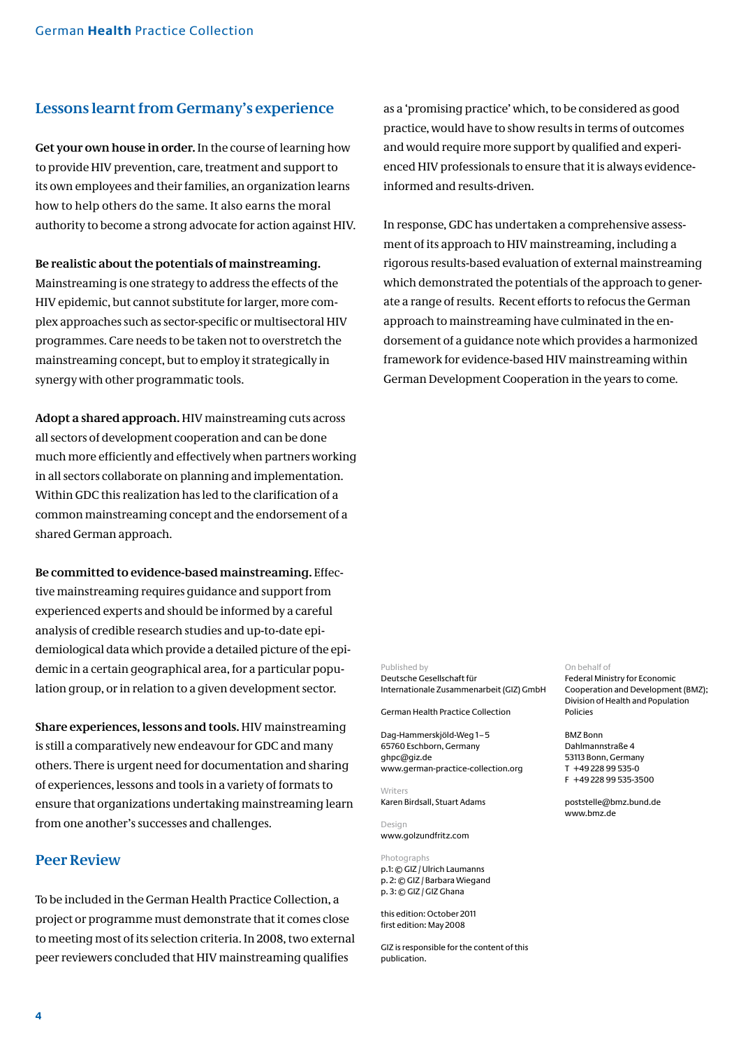## Lessons learnt from Germany's experience

**Get your own house in order.** In the course of learning how to provide HIV prevention, care, treatment and support to its own employees and their families, an organization learns how to help others do the same. It also earns the moral authority to become a strong advocate for action against HIV.

**Be realistic about the potentials of mainstreaming.** Mainstreaming is one strategy to address the effects of the HIV epidemic, but cannot substitute for larger, more complex approaches such as sector-specific or multisectoral HIV programmes. Care needs to be taken not to overstretch the mainstreaming concept, but to employ it strategically in synergy with other programmatic tools.

**Adopt a shared approach.** HIV mainstreaming cuts across all sectors of development cooperation and can be done much more efficiently and effectively when partners working in all sectors collaborate on planning and implementation. Within GDC this realization has led to the clarification of a common mainstreaming concept and the endorsement of a shared German approach.

**Be committed to evidence-based mainstreaming.** Effective mainstreaming requires guidance and support from experienced experts and should be informed by a careful analysis of credible research studies and up-to-date epidemiological data which provide a detailed picture of the epidemic in a certain geographical area, for a particular population group, or in relation to a given development sector.

**Share experiences, lessons and tools.** HIV mainstreaming is still a comparatively new endeavour for GDC and many others. There is urgent need for documentation and sharing of experiences, lessons and tools in a variety of formats to ensure that organizations undertaking mainstreaming learn from one another's successes and challenges.

## Peer Review

To be included in the German Health Practice Collection, a project or programme must demonstrate that it comes close to meeting most of its selection criteria. In 2008, two external peer reviewers concluded that HIV mainstreaming qualifies as a 'promising practice' which, to be considered as good practice, would have to show results in terms of outcomes and would require more support by qualified and experienced HIV professionals to ensure that it is always evidence-informed and results-driven.

In response, GDC has undertaken a comprehensive assessment of its approach to HIV mainstreaming, including a rigorous results-based evaluation of external mainstreaming which demonstrated the potentials of the approach to generate a range of results. Recent efforts to refocus the German approach to mainstreaming have culminated in the endorsement of a guidance note which provides a harmonized framework for evidence-based HIV mainstreaming within German Development Cooperation in the years to come.

Published by
Deutsche Gesellschaft für Internationale Zusammenarbeit (GIZ) GmbH

German Health Practice Collection

Dag-Hammerskjöld-Weg 1–5
65760 Eschborn, Germany
ghpc@giz.de
www.german-practice-collection.org

Writers
Karen Birdsall, Stuart Adams

Design
www.golzundfritz.com

Photographs
p.1: © GIZ / Ulrich Laumanns
p. 2: © GIZ / Barbara Wiegand
p. 3: © GIZ / GIZ Ghana

this edition: October 2011
first edition: May 2008

GIZ is responsible for the content of this publication.

On behalf of
Federal Ministry for Economic Cooperation and Development (BMZ); Division of Health and Population Policies

BMZ Bonn
Dahlmannstraße 4
53113 Bonn, Germany
T +49 228 99 535-0
F +49 228 99 535-3500

poststelle@bmz.bund.de
www.bmz.de